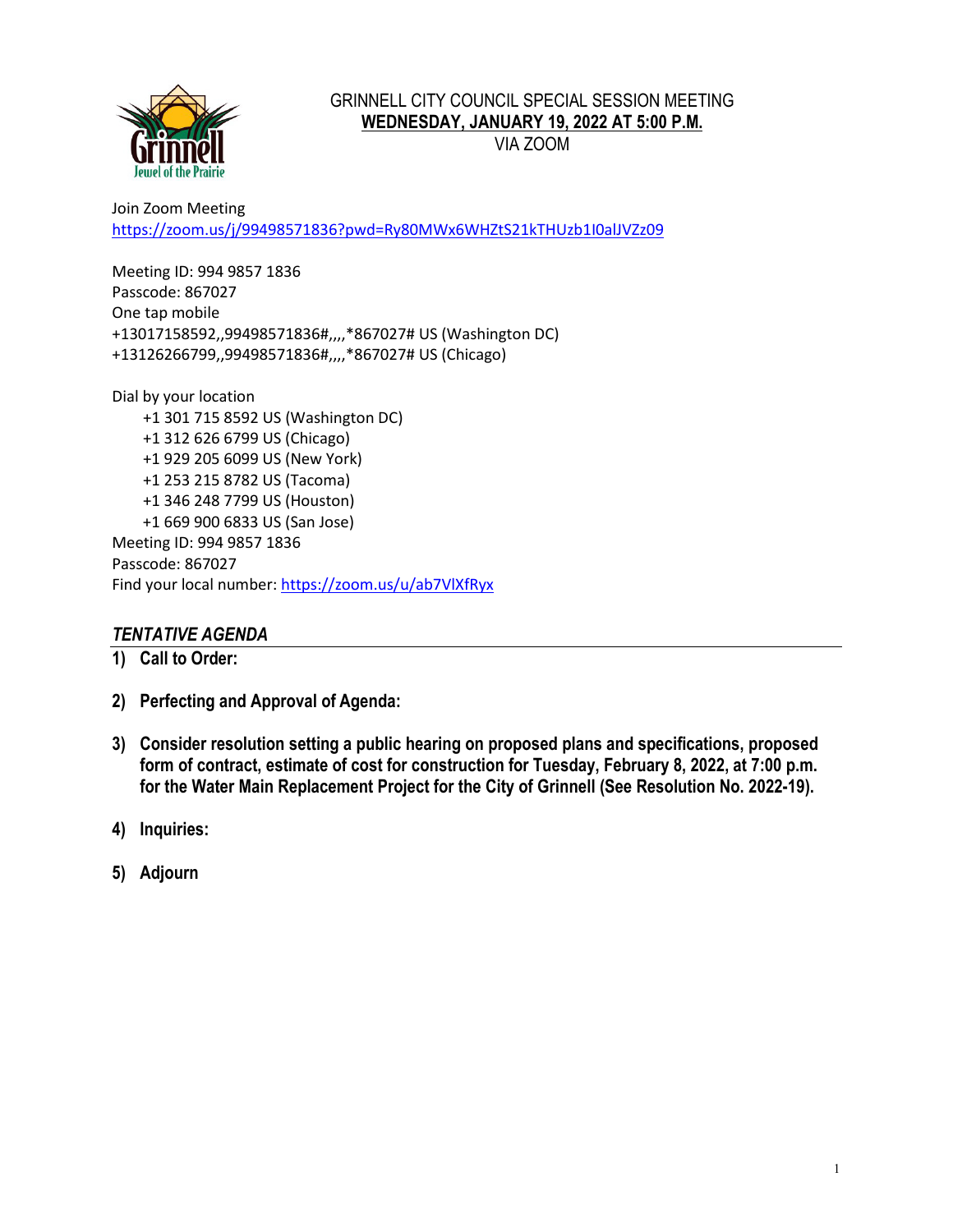# GRINNELL CITY COUNCIL SPECIAL SESSION MEETING
## WEDNESDAY, JANUARY 19, 2022 AT 5:00 P.M.
VIA ZOOM

Join Zoom Meeting
https://zoom.us/j/99498571836?pwd=Ry80MWx6WHZtS21kTHUzb1I0alJVZz09

Meeting ID: 994 9857 1836
Passcode: 867027
One tap mobile
+13017158592,,99498571836#,,,,*867027# US (Washington DC)
+13126266799,,99498571836#,,,,*867027# US (Chicago)

Dial by your location
- +1 301 715 8592 US (Washington DC)
- +1 312 626 6799 US (Chicago)
- +1 929 205 6099 US (New York)
- +1 253 215 8782 US (Tacoma)
- +1 346 248 7799 US (Houston)
- +1 669 900 6833 US (San Jose)

Meeting ID: 994 9857 1836
Passcode: 867027
Find your local number: https://zoom.us/u/ab7VlXfRyx

## *TENTATIVE AGENDA*

1) **Call to Order:**

2) **Perfecting and Approval of Agenda:**

3) **Consider resolution setting a public hearing on proposed plans and specifications, proposed form of contract, estimate of cost for construction for Tuesday, February 8, 2022, at 7:00 p.m. for the Water Main Replacement Project for the City of Grinnell (See Resolution No. 2022-19).**

4) **Inquiries:**

5) **Adjourn**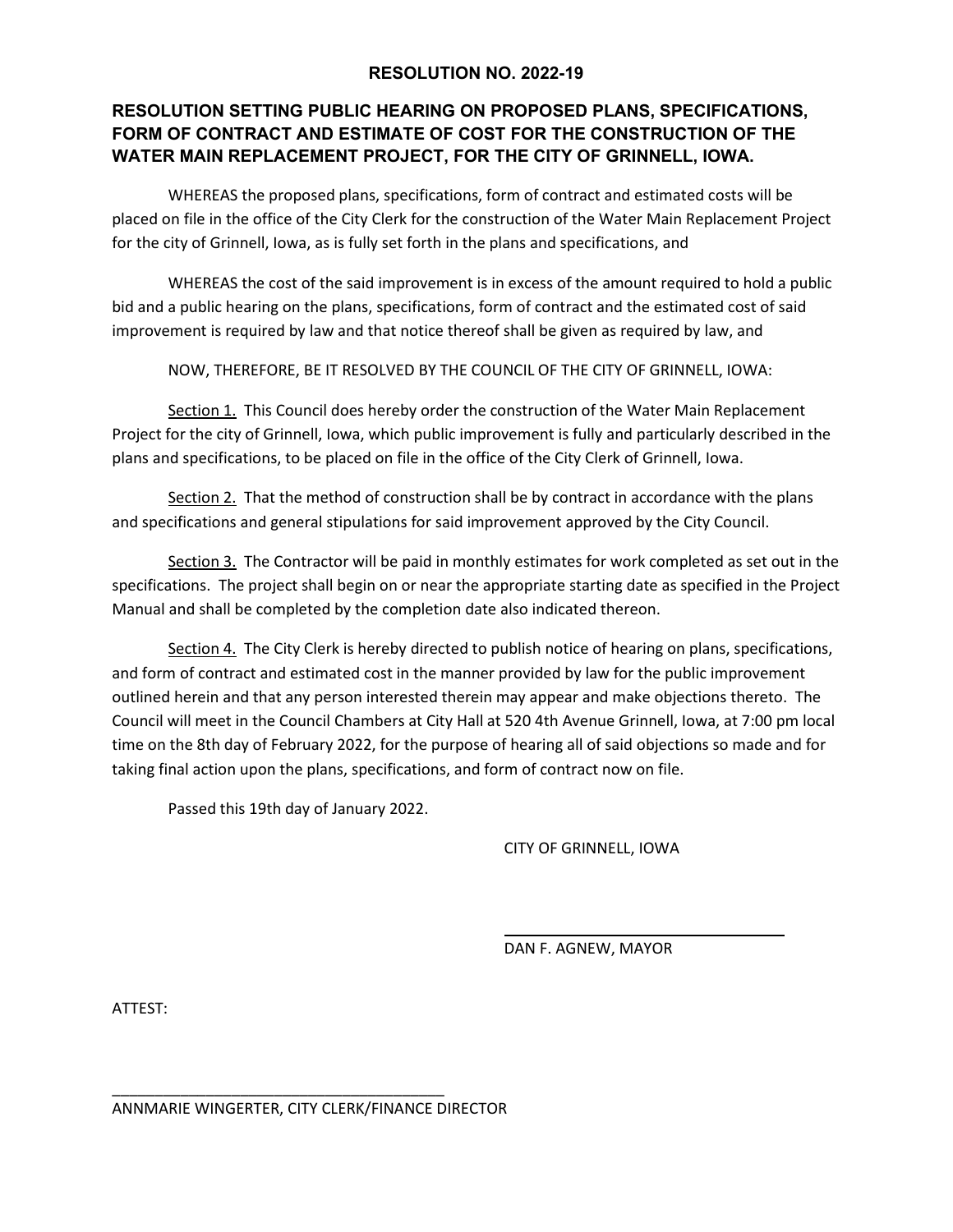# RESOLUTION NO. 2022-19

## RESOLUTION SETTING PUBLIC HEARING ON PROPOSED PLANS, SPECIFICATIONS, FORM OF CONTRACT AND ESTIMATE OF COST FOR THE CONSTRUCTION OF THE WATER MAIN REPLACEMENT PROJECT, FOR THE CITY OF GRINNELL, IOWA.

WHEREAS the proposed plans, specifications, form of contract and estimated costs will be placed on file in the office of the City Clerk for the construction of the Water Main Replacement Project for the city of Grinnell, Iowa, as is fully set forth in the plans and specifications, and

WHEREAS the cost of the said improvement is in excess of the amount required to hold a public bid and a public hearing on the plans, specifications, form of contract and the estimated cost of said improvement is required by law and that notice thereof shall be given as required by law, and

NOW, THEREFORE, BE IT RESOLVED BY THE COUNCIL OF THE CITY OF GRINNELL, IOWA:

<u>Section 1.</u> This Council does hereby order the construction of the Water Main Replacement Project for the city of Grinnell, Iowa, which public improvement is fully and particularly described in the plans and specifications, to be placed on file in the office of the City Clerk of Grinnell, Iowa.

<u>Section 2.</u> That the method of construction shall be by contract in accordance with the plans and specifications and general stipulations for said improvement approved by the City Council.

<u>Section 3.</u> The Contractor will be paid in monthly estimates for work completed as set out in the specifications. The project shall begin on or near the appropriate starting date as specified in the Project Manual and shall be completed by the completion date also indicated thereon.

<u>Section 4.</u> The City Clerk is hereby directed to publish notice of hearing on plans, specifications, and form of contract and estimated cost in the manner provided by law for the public improvement outlined herein and that any person interested therein may appear and make objections thereto. The Council will meet in the Council Chambers at City Hall at 520 4th Avenue Grinnell, Iowa, at 7:00 pm local time on the 8th day of February 2022, for the purpose of hearing all of said objections so made and for taking final action upon the plans, specifications, and form of contract now on file.

Passed this 19th day of January 2022.

CITY OF GRINNELL, IOWA

\_\_\_\_\_\_\_\_\_\_\_\_\_\_\_\_\_\_\_\_\_\_\_\_\_\_\_\_\_\_\_\_

DAN F. AGNEW, MAYOR

ATTEST:

\_\_\_\_\_\_\_\_\_\_\_\_\_\_\_\_\_\_\_\_\_\_\_\_\_\_\_\_\_\_\_\_\_\_\_\_\_\_

ANNMARIE WINGERTER, CITY CLERK/FINANCE DIRECTOR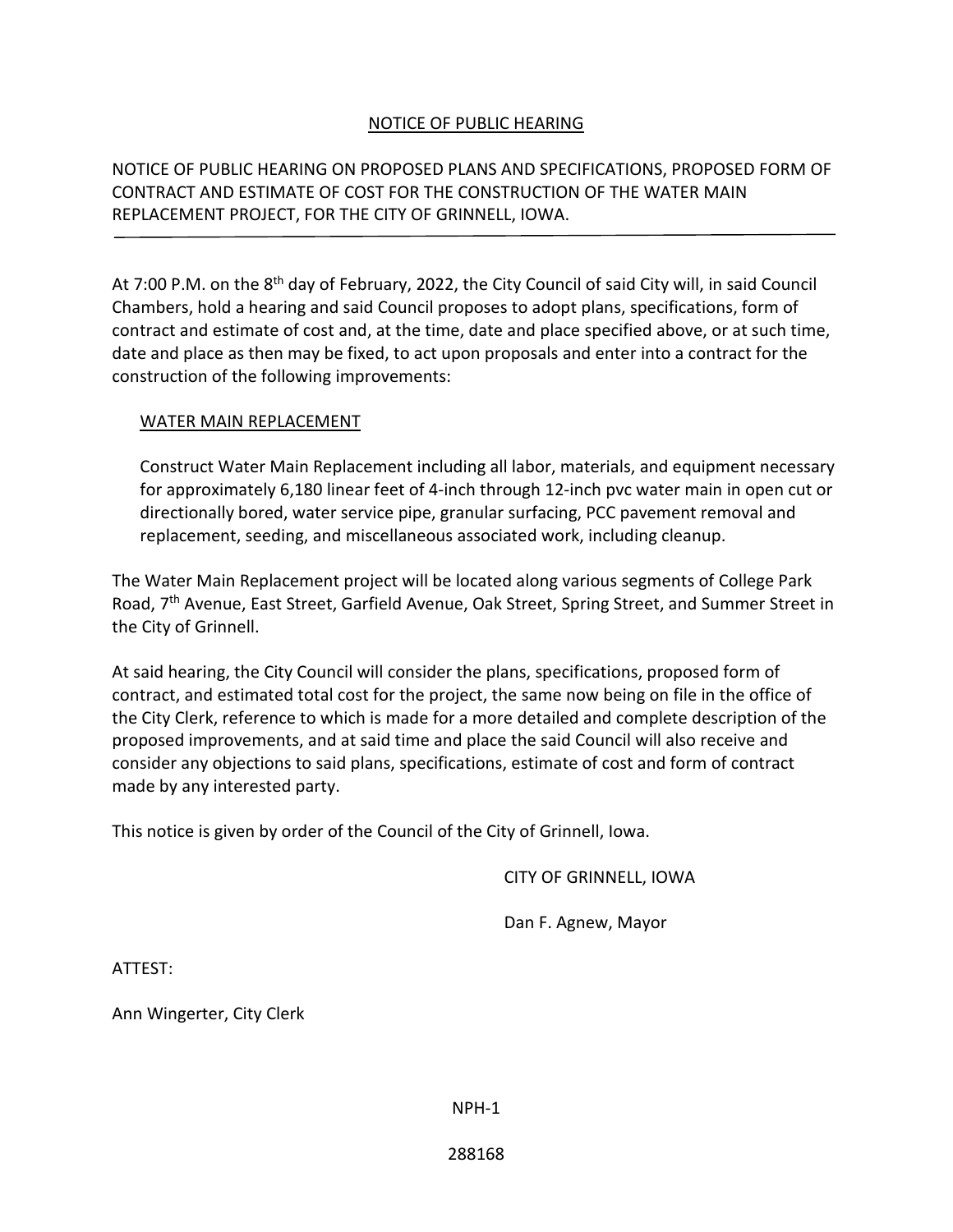## NOTICE OF PUBLIC HEARING

NOTICE OF PUBLIC HEARING ON PROPOSED PLANS AND SPECIFICATIONS, PROPOSED FORM OF CONTRACT AND ESTIMATE OF COST FOR THE CONSTRUCTION OF THE WATER MAIN REPLACEMENT PROJECT, FOR THE CITY OF GRINNELL, IOWA.

---

At 7:00 P.M. on the 8th day of February, 2022, the City Council of said City will, in said Council Chambers, hold a hearing and said Council proposes to adopt plans, specifications, form of contract and estimate of cost and, at the time, date and place specified above, or at such time, date and place as then may be fixed, to act upon proposals and enter into a contract for the construction of the following improvements:

### WATER MAIN REPLACEMENT

Construct Water Main Replacement including all labor, materials, and equipment necessary for approximately 6,180 linear feet of 4-inch through 12-inch pvc water main in open cut or directionally bored, water service pipe, granular surfacing, PCC pavement removal and replacement, seeding, and miscellaneous associated work, including cleanup.

The Water Main Replacement project will be located along various segments of College Park Road, 7th Avenue, East Street, Garfield Avenue, Oak Street, Spring Street, and Summer Street in the City of Grinnell.

At said hearing, the City Council will consider the plans, specifications, proposed form of contract, and estimated total cost for the project, the same now being on file in the office of the City Clerk, reference to which is made for a more detailed and complete description of the proposed improvements, and at said time and place the said Council will also receive and consider any objections to said plans, specifications, estimate of cost and form of contract made by any interested party.

This notice is given by order of the Council of the City of Grinnell, Iowa.

CITY OF GRINNELL, IOWA

Dan F. Agnew, Mayor

ATTEST:

Ann Wingerter, City Clerk

NPH-1

288168